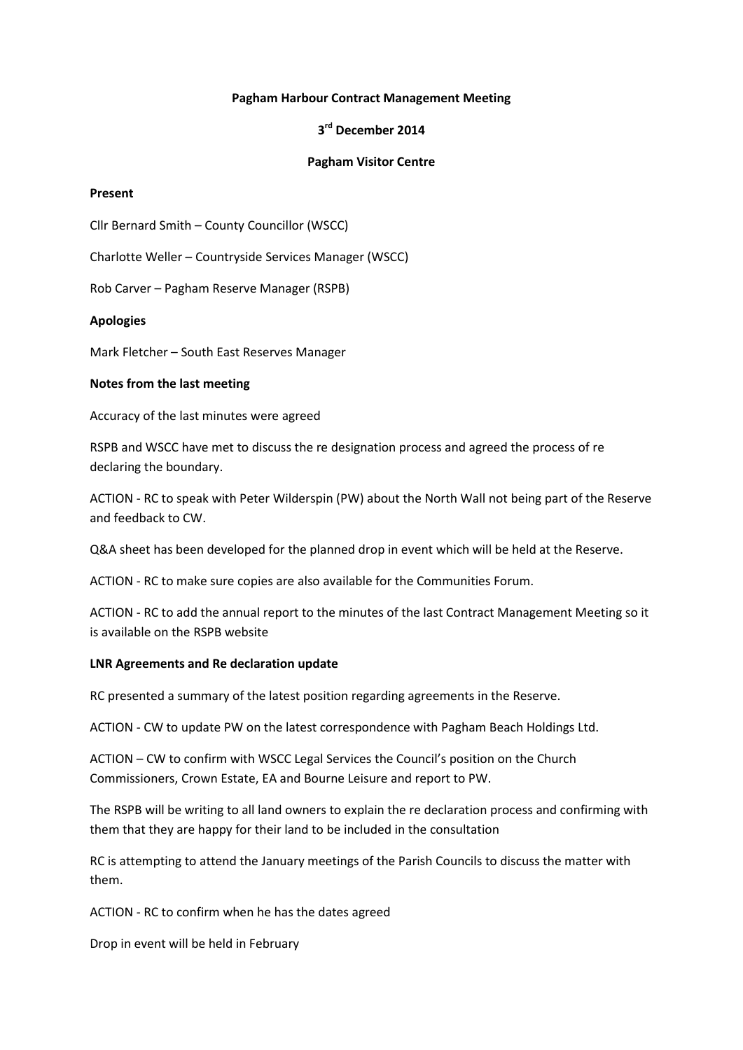**Pagham Harbour Contract Management Meeting**

**3rd December 2014**

**Pagham Visitor Centre**

**Present**

Cllr Bernard Smith – County Councillor (WSCC)

Charlotte Weller – Countryside Services Manager (WSCC)

Rob Carver – Pagham Reserve Manager (RSPB)

**Apologies**

Mark Fletcher – South East Reserves Manager

**Notes from the last meeting**

Accuracy of the last minutes were agreed

RSPB and WSCC have met to discuss the re designation process and agreed the process of re declaring the boundary.

ACTION - RC to speak with Peter Wilderspin (PW) about the North Wall not being part of the Reserve and feedback to CW.

Q&A sheet has been developed for the planned drop in event which will be held at the Reserve.

ACTION - RC to make sure copies are also available for the Communities Forum.

ACTION - RC to add the annual report to the minutes of the last Contract Management Meeting so it is available on the RSPB website

**LNR Agreements and Re declaration update**

RC presented a summary of the latest position regarding agreements in the Reserve.

ACTION - CW to update PW on the latest correspondence with Pagham Beach Holdings Ltd.

ACTION – CW to confirm with WSCC Legal Services the Council's position on the Church Commissioners, Crown Estate, EA and Bourne Leisure and report to PW.

The RSPB will be writing to all land owners to explain the re declaration process and confirming with them that they are happy for their land to be included in the consultation

RC is attempting to attend the January meetings of the Parish Councils to discuss the matter with them.

ACTION - RC to confirm when he has the dates agreed

Drop in event will be held in February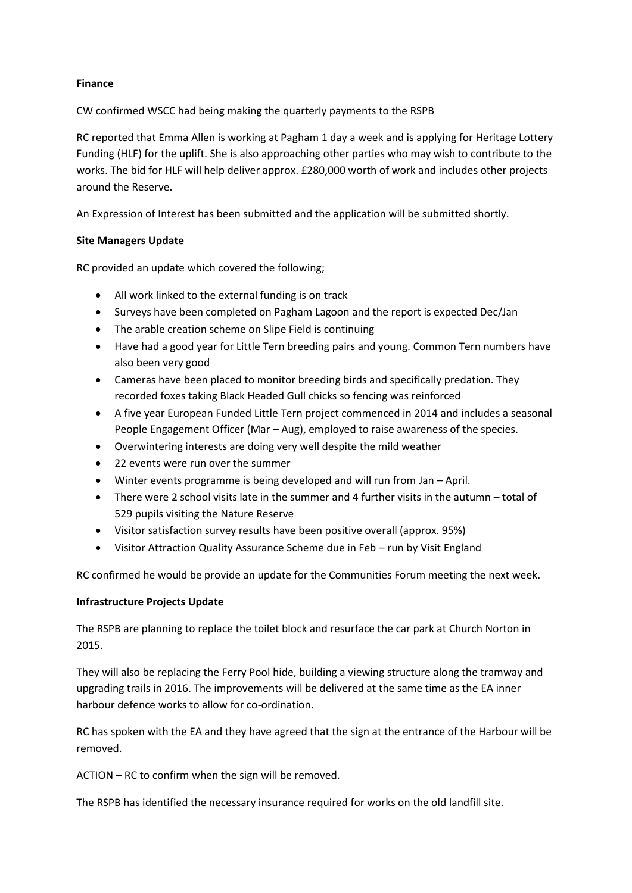**Finance**

CW confirmed WSCC had being making the quarterly payments to the RSPB

RC reported that Emma Allen is working at Pagham 1 day a week and is applying for Heritage Lottery Funding (HLF) for the uplift. She is also approaching other parties who may wish to contribute to the works. The bid for HLF will help deliver approx. £280,000 worth of work and includes other projects around the Reserve.

An Expression of Interest has been submitted and the application will be submitted shortly.

**Site Managers Update**

RC provided an update which covered the following;

- All work linked to the external funding is on track
- Surveys have been completed on Pagham Lagoon and the report is expected Dec/Jan
- The arable creation scheme on Slipe Field is continuing
- Have had a good year for Little Tern breeding pairs and young. Common Tern numbers have also been very good
- Cameras have been placed to monitor breeding birds and specifically predation. They recorded foxes taking Black Headed Gull chicks so fencing was reinforced
- A five year European Funded Little Tern project commenced in 2014 and includes a seasonal People Engagement Officer (Mar – Aug), employed to raise awareness of the species.
- Overwintering interests are doing very well despite the mild weather
- 22 events were run over the summer
- Winter events programme is being developed and will run from Jan – April.
- There were 2 school visits late in the summer and 4 further visits in the autumn – total of 529 pupils visiting the Nature Reserve
- Visitor satisfaction survey results have been positive overall (approx. 95%)
- Visitor Attraction Quality Assurance Scheme due in Feb – run by Visit England

RC confirmed he would be provide an update for the Communities Forum meeting the next week.

**Infrastructure Projects Update**

The RSPB are planning to replace the toilet block and resurface the car park at Church Norton in 2015.

They will also be replacing the Ferry Pool hide, building a viewing structure along the tramway and upgrading trails in 2016. The improvements will be delivered at the same time as the EA inner harbour defence works to allow for co-ordination.

RC has spoken with the EA and they have agreed that the sign at the entrance of the Harbour will be removed.

ACTION – RC to confirm when the sign will be removed.

The RSPB has identified the necessary insurance required for works on the old landfill site.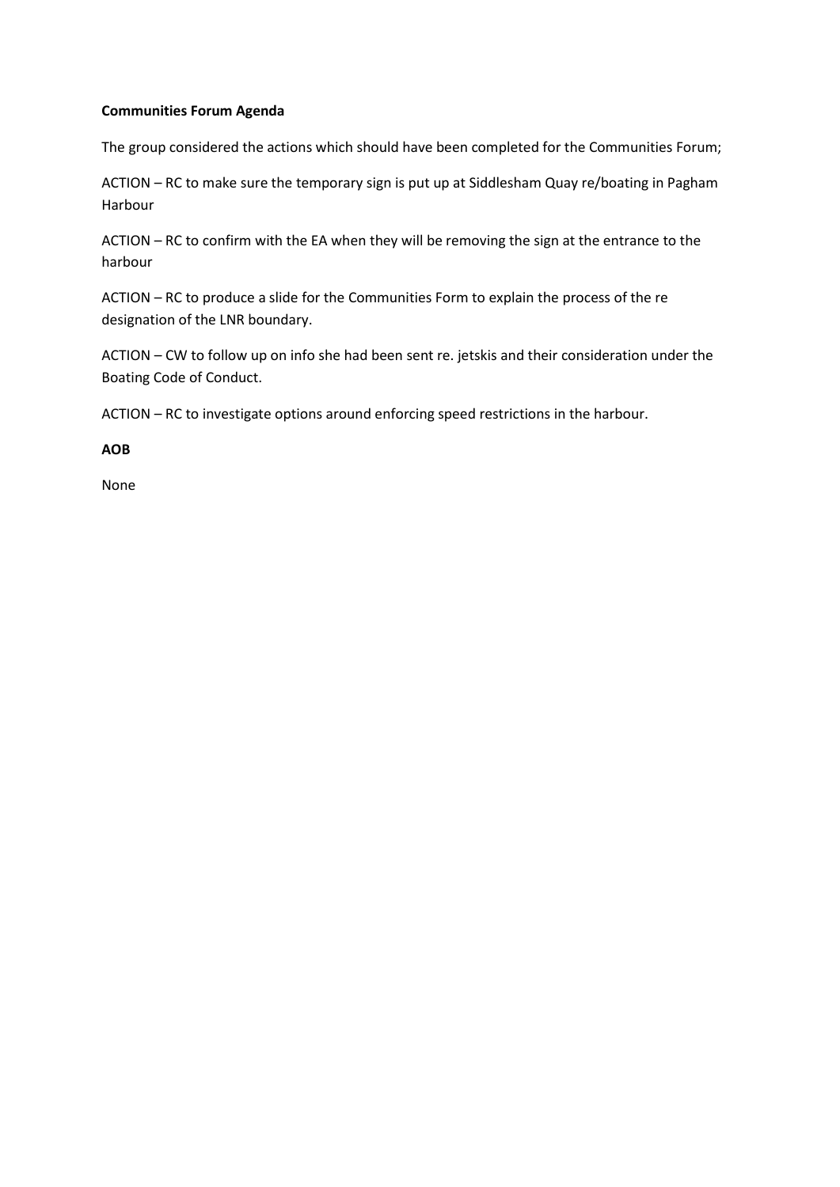**Communities Forum Agenda**

The group considered the actions which should have been completed for the Communities Forum;

ACTION – RC to make sure the temporary sign is put up at Siddlesham Quay re/boating in Pagham Harbour

ACTION – RC to confirm with the EA when they will be removing the sign at the entrance to the harbour

ACTION – RC to produce a slide for the Communities Form to explain the process of the re designation of the LNR boundary.

ACTION – CW to follow up on info she had been sent re. jetskis and their consideration under the Boating Code of Conduct.

ACTION – RC to investigate options around enforcing speed restrictions in the harbour.

**AOB**

None